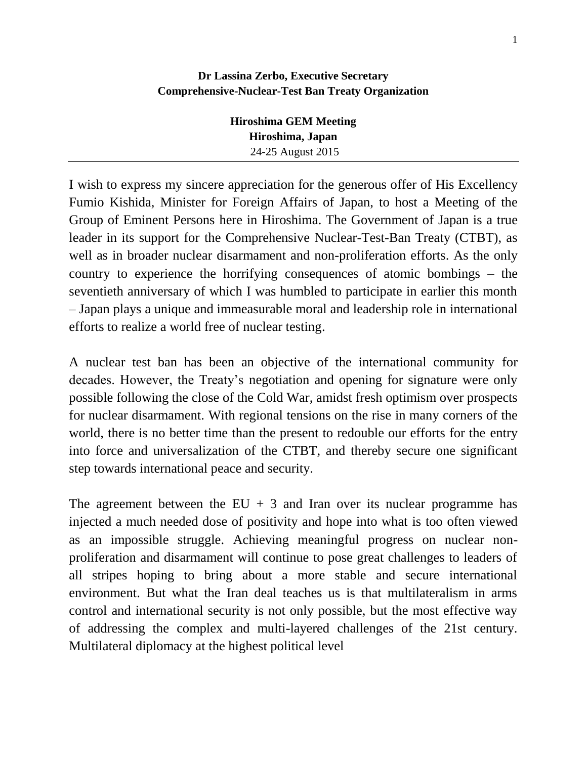**Dr Lassina Zerbo, Executive Secretary**
**Comprehensive-Nuclear-Test Ban Treaty Organization**

**Hiroshima GEM Meeting**
**Hiroshima, Japan**
24-25 August 2015

---

I wish to express my sincere appreciation for the generous offer of His Excellency Fumio Kishida, Minister for Foreign Affairs of Japan, to host a Meeting of the Group of Eminent Persons here in Hiroshima. The Government of Japan is a true leader in its support for the Comprehensive Nuclear-Test-Ban Treaty (CTBT), as well as in broader nuclear disarmament and non-proliferation efforts. As the only country to experience the horrifying consequences of atomic bombings – the seventieth anniversary of which I was humbled to participate in earlier this month – Japan plays a unique and immeasurable moral and leadership role in international efforts to realize a world free of nuclear testing.

A nuclear test ban has been an objective of the international community for decades. However, the Treaty's negotiation and opening for signature were only possible following the close of the Cold War, amidst fresh optimism over prospects for nuclear disarmament. With regional tensions on the rise in many corners of the world, there is no better time than the present to redouble our efforts for the entry into force and universalization of the CTBT, and thereby secure one significant step towards international peace and security.

The agreement between the EU + 3 and Iran over its nuclear programme has injected a much needed dose of positivity and hope into what is too often viewed as an impossible struggle. Achieving meaningful progress on nuclear non-proliferation and disarmament will continue to pose great challenges to leaders of all stripes hoping to bring about a more stable and secure international environment. But what the Iran deal teaches us is that multilateralism in arms control and international security is not only possible, but the most effective way of addressing the complex and multi-layered challenges of the 21st century. Multilateral diplomacy at the highest political level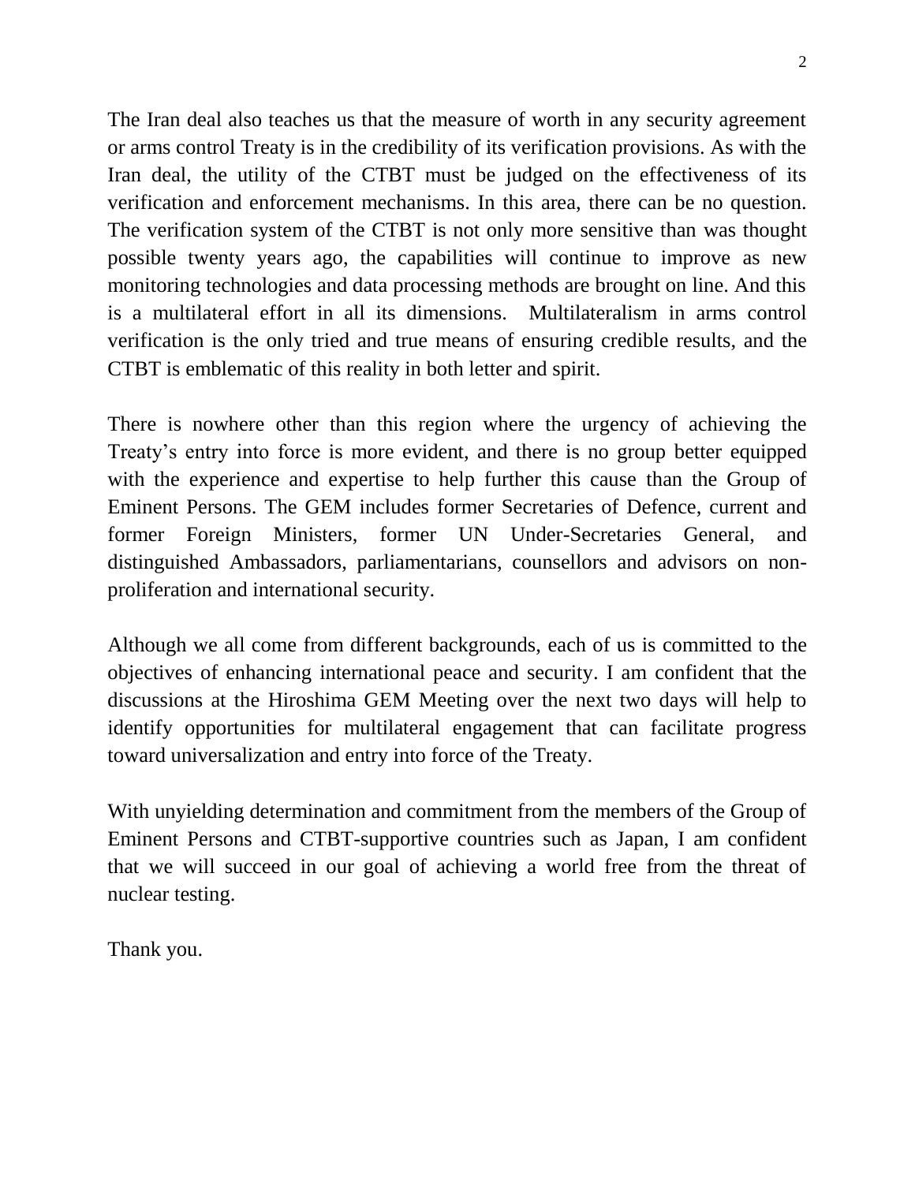The Iran deal also teaches us that the measure of worth in any security agreement or arms control Treaty is in the credibility of its verification provisions. As with the Iran deal, the utility of the CTBT must be judged on the effectiveness of its verification and enforcement mechanisms. In this area, there can be no question. The verification system of the CTBT is not only more sensitive than was thought possible twenty years ago, the capabilities will continue to improve as new monitoring technologies and data processing methods are brought on line. And this is a multilateral effort in all its dimensions. Multilateralism in arms control verification is the only tried and true means of ensuring credible results, and the CTBT is emblematic of this reality in both letter and spirit.

There is nowhere other than this region where the urgency of achieving the Treaty's entry into force is more evident, and there is no group better equipped with the experience and expertise to help further this cause than the Group of Eminent Persons. The GEM includes former Secretaries of Defence, current and former Foreign Ministers, former UN Under-Secretaries General, and distinguished Ambassadors, parliamentarians, counsellors and advisors on non-proliferation and international security.

Although we all come from different backgrounds, each of us is committed to the objectives of enhancing international peace and security. I am confident that the discussions at the Hiroshima GEM Meeting over the next two days will help to identify opportunities for multilateral engagement that can facilitate progress toward universalization and entry into force of the Treaty.

With unyielding determination and commitment from the members of the Group of Eminent Persons and CTBT-supportive countries such as Japan, I am confident that we will succeed in our goal of achieving a world free from the threat of nuclear testing.

Thank you.